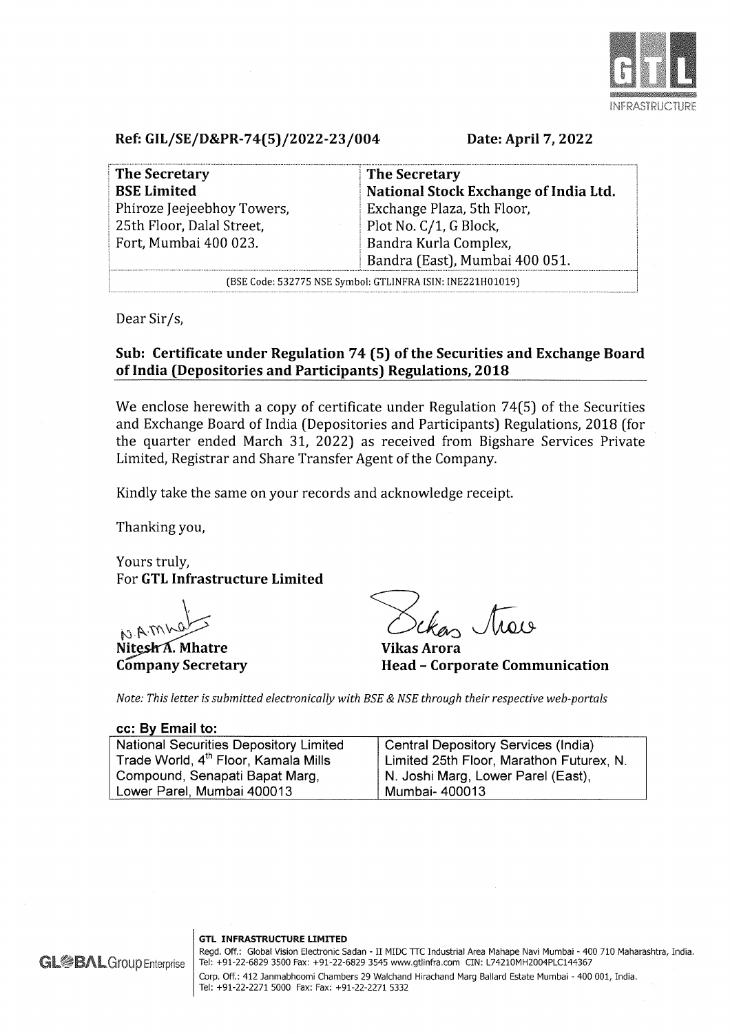GTL INFRASTRUCTURE

**Ref: GIL/SE/D&PR-74(5)/2022-23/004**

**Date: April 7, 2022**

| **The Secretary** **BSE Limited** Phiroze Jeejeebhoy Towers, 25th Floor, Dalal Street, Fort, Mumbai 400 023. | **The Secretary** **National Stock Exchange of India Ltd.** Exchange Plaza, 5th Floor, Plot No. C/1, G Block, Bandra Kurla Complex, Bandra (East), Mumbai 400 051. |
|---|---|
| (BSE Code: 532775 NSE Symbol: GTLINFRA ISIN: INE221H01019) | |

Dear Sir/s,

**Sub: Certificate under Regulation 74 (5) of the Securities and Exchange Board of India (Depositories and Participants) Regulations, 2018**

We enclose herewith a copy of certificate under Regulation 74(5) of the Securities and Exchange Board of India (Depositories and Participants) Regulations, 2018 (for the quarter ended March 31, 2022) as received from Bigshare Services Private Limited, Registrar and Share Transfer Agent of the Company.

Kindly take the same on your records and acknowledge receipt.

Thanking you,

Yours truly,
For **GTL Infrastructure Limited**

**Nitesh A. Mhatre**
**Company Secretary**

**Vikas Arora**
**Head – Corporate Communication**

*Note: This letter is submitted electronically with BSE & NSE through their respective web-portals*

**cc: By Email to:**

| National Securities Depository Limited Trade World, 4th Floor, Kamala Mills Compound, Senapati Bapat Marg, Lower Parel, Mumbai 400013 | Central Depository Services (India) Limited 25th Floor, Marathon Futurex, N. N. Joshi Marg, Lower Parel (East), Mumbai- 400013 |
|---|---|

GLOBAL Group Enterprise

**GTL INFRASTRUCTURE LIMITED**
Regd. Off.: Global Vision Electronic Sadan - II MIDC TTC Industrial Area Mahape Navi Mumbai - 400 710 Maharashtra, India.
Tel: +91-22-6829 3500 Fax: +91-22-6829 3545 www.gtlinfra.com CIN: L74210MH2004PLC144367
Corp. Off.: 412 Janmabhoomi Chambers 29 Walchand Hirachand Marg Ballard Estate Mumbai - 400 001, India.
Tel: +91-22-2271 5000 Fax: Fax: +91-22-2271 5332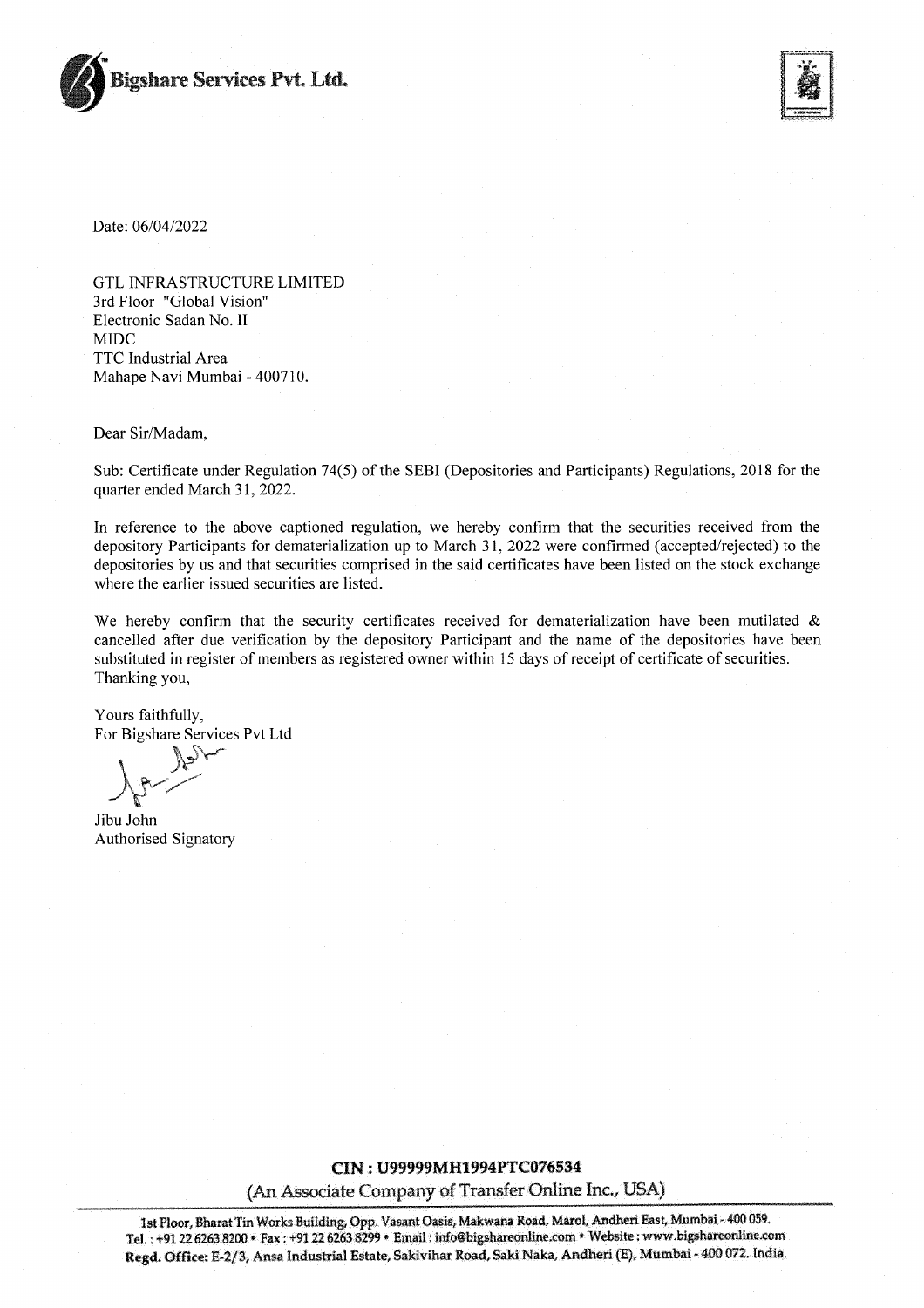**Bigshare Services Pvt. Ltd.**

Date: 06/04/2022

GTL INFRASTRUCTURE LIMITED
3rd Floor "Global Vision"
Electronic Sadan No. II
MIDC
TTC Industrial Area
Mahape Navi Mumbai - 400710.

Dear Sir/Madam,

Sub: Certificate under Regulation 74(5) of the SEBI (Depositories and Participants) Regulations, 2018 for the quarter ended March 31, 2022.

In reference to the above captioned regulation, we hereby confirm that the securities received from the depository Participants for dematerialization up to March 31, 2022 were confirmed (accepted/rejected) to the depositories by us and that securities comprised in the said certificates have been listed on the stock exchange where the earlier issued securities are listed.

We hereby confirm that the security certificates received for dematerialization have been mutilated & cancelled after due verification by the depository Participant and the name of the depositories have been substituted in register of members as registered owner within 15 days of receipt of certificate of securities.
Thanking you,

Yours faithfully,
For Bigshare Services Pvt Ltd

Jibu John
Authorised Signatory

**CIN : U99999MH1994PTC076534**
(An Associate Company of Transfer Online Inc., USA)

1st Floor, Bharat Tin Works Building, Opp. Vasant Oasis, Makwana Road, Marol, Andheri East, Mumbai - 400 059.
Tel. : +91 22 6263 8200 • Fax : +91 22 6263 8299 • Email : info@bigshareonline.com • Website : www.bigshareonline.com
**Regd. Office:** E-2/3, Ansa Industrial Estate, Sakivihar Road, Saki Naka, Andheri (E), Mumbai - 400 072. India.